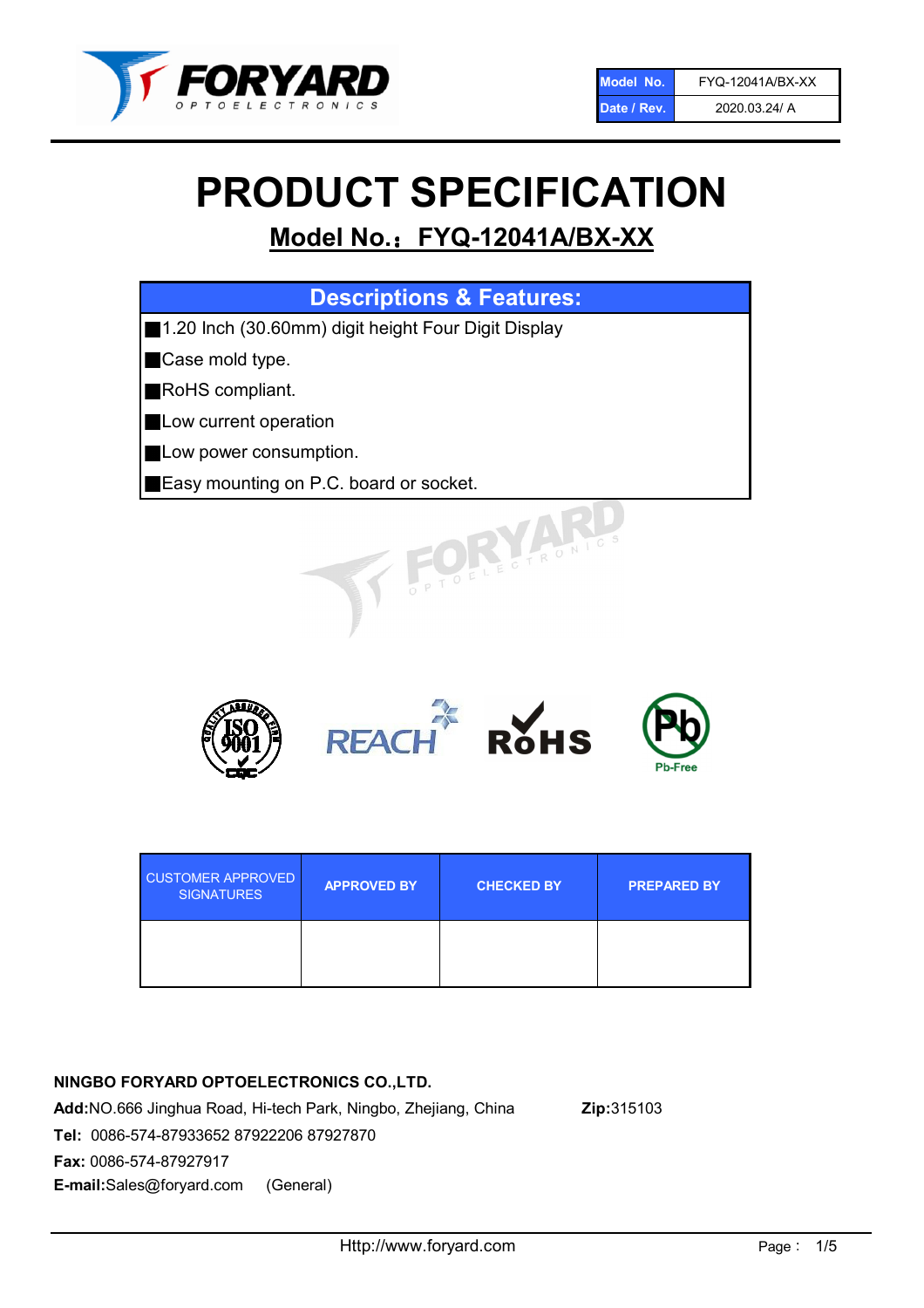| Model No. | FYQ-12041A/BX-XX |
| --- | --- |
| Date / Rev. | 2020.03.24/ A |

# PRODUCT SPECIFICATION

## Model No.：FYQ-12041A/BX-XX

| Descriptions & Features: |
| --- |
| ■1.20 Inch (30.60mm) digit height Four Digit Display |
| ■Case mold type. |
| ■RoHS compliant. |
| ■Low current operation |
| ■Low power consumption. |
| ■Easy mounting on P.C. board or socket. |

| CUSTOMER APPROVED SIGNATURES | APPROVED BY | CHECKED BY | PREPARED BY |
| --- | --- | --- | --- |
| | | | |

**NINGBO FORYARD OPTOELECTRONICS CO.,LTD.**

**Add:**NO.666 Jinghua Road, Hi-tech Park, Ningbo, Zhejiang, China **Zip:**315103

**Tel:** 0086-574-87933652 87922206 87927870

**Fax:** 0086-574-87927917

**E-mail:**Sales@foryard.com (General)

Http://www.foryard.com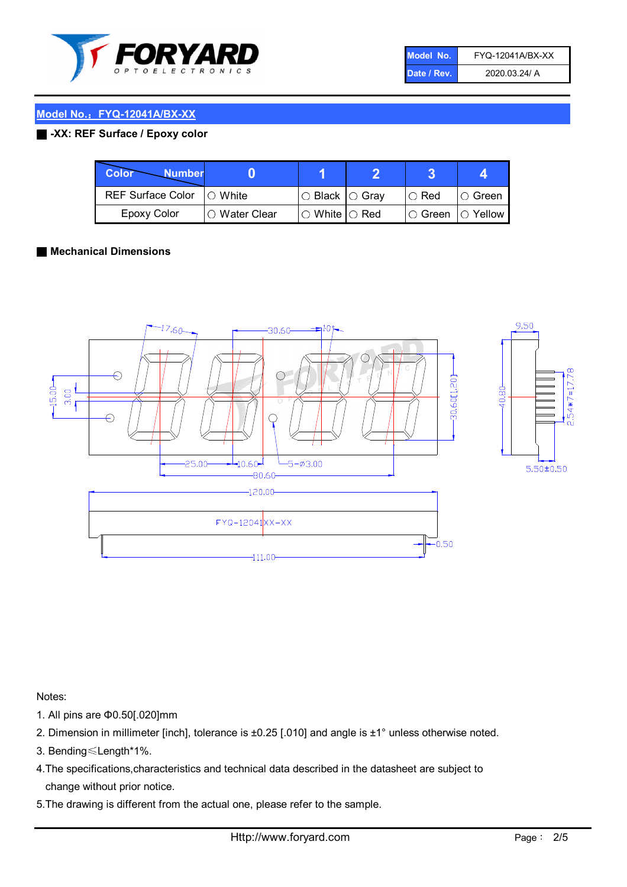| Model No. | FYQ-12041A/BX-XX |
|---|---|
| Date / Rev. | 2020.03.24/ A |

## Model No.：FYQ-12041A/BX-XX

### -XX: REF Surface / Epoxy color

| Color \ Number | 0 | 1 | 2 | 3 | 4 |
|---|---|---|---|---|---|
| REF Surface Color | ○ White | ○ Black | ○ Gray | ○ Red | ○ Green |
| Epoxy Color | ○ Water Clear | ○ White | ○ Red | ○ Green | ○ Yellow |

### Mechanical Dimensions

17.60 30.60 10° 9.50 15.00 3.00 30.60[1.20] 40.80 2.54*7=17.78 25.00 10.60 5-φ3.00 80.60 5.50±0.50 120.00 FYQ-12041XX-XX 0.50 111.00

Notes:

1. All pins are Φ0.50[.020]mm
2. Dimension in millimeter [inch], tolerance is ±0.25 [.010] and angle is ±1° unless otherwise noted.
3. Bending≤Length*1%.
4. The specifications,characteristics and technical data described in the datasheet are subject to change without prior notice.
5. The drawing is different from the actual one, please refer to the sample.

Http://www.foryard.com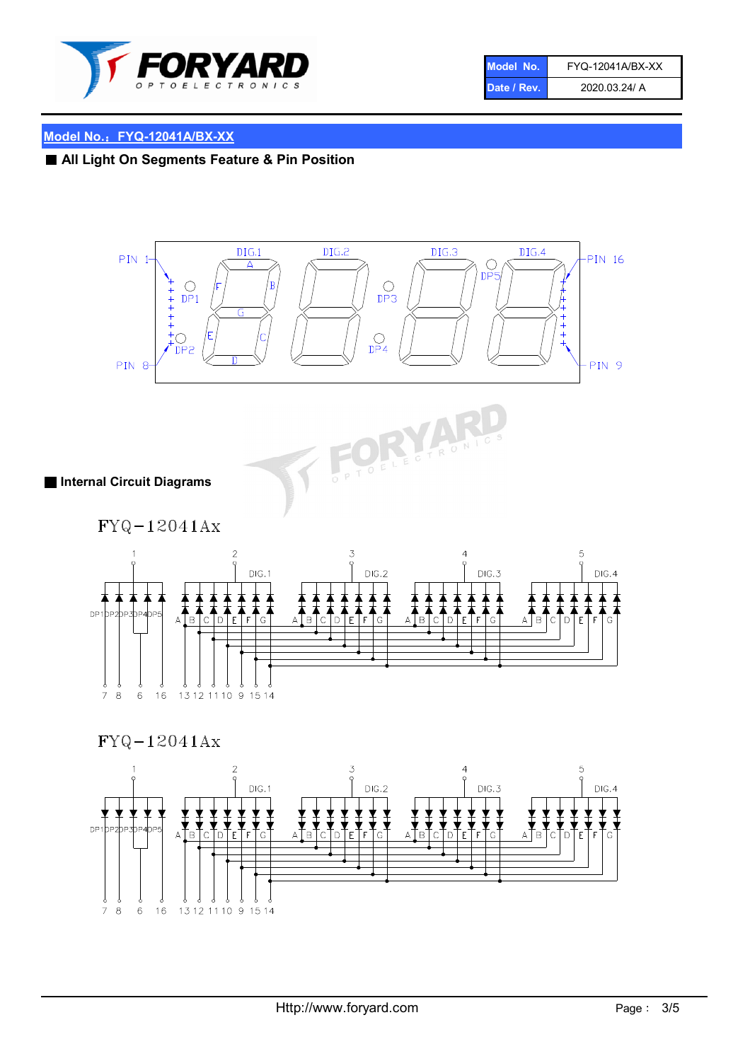| Model No. | FYQ-12041A/BX-XX |
| --- | --- |
| Date / Rev. | 2020.03.24/ A |

## Model No.：FYQ-12041A/BX-XX

### ■ All Light On Segments Feature & Pin Position

### ■ Internal Circuit Diagrams

FYQ－12041Ax

FYQ－12041Ax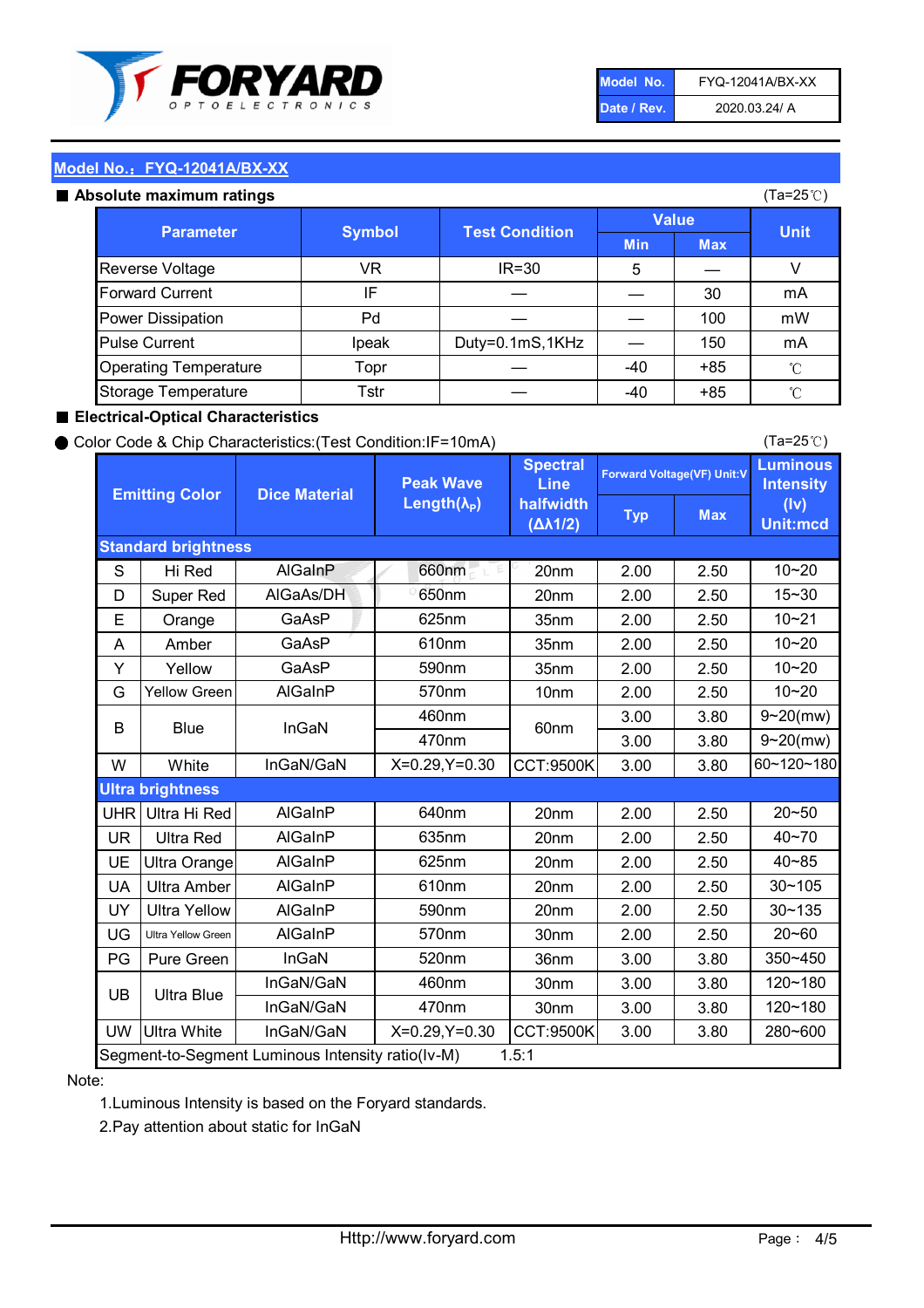FORYARD OPTOELECTRONICS

| Model No. | FYQ-12041A/BX-XX |
|---|---|
| Date / Rev. | 2020.03.24/ A |

## Model No.：FYQ-12041A/BX-XX

### ■ Absolute maximum ratings

(Ta=25℃)

| Parameter | Symbol | Test Condition | Value | | Unit |
|---|---|---|---|---|---|
| | | | Min | Max | |
| Reverse Voltage | VR | IR=30 | 5 | — | V |
| Forward Current | IF | — | — | 30 | mA |
| Power Dissipation | Pd | — | — | 100 | mW |
| Pulse Current | Ipeak | Duty=0.1mS,1KHz | — | 150 | mA |
| Operating Temperature | Topr | — | -40 | +85 | ℃ |
| Storage Temperature | Tstr | — | -40 | +85 | ℃ |

### ■ Electrical-Optical Characteristics

● Color Code & Chip Characteristics:(Test Condition:IF=10mA)

(Ta=25℃)

| Emitting Color | | Dice Material | Peak Wave Length($\lambda_P$) | Spectral Line halfwidth ($\Delta\lambda 1/2$) | Forward Voltage(VF) Unit:V | | Luminous Intensity (Iv) Unit:mcd |
|---|---|---|---|---|---|---|---|
| | | | | | Typ | Max | |
| **Standard brightness** | | | | | | | |
| S | Hi Red | AlGaInP | 660nm | 20nm | 2.00 | 2.50 | 10~20 |
| D | Super Red | AlGaAs/DH | 650nm | 20nm | 2.00 | 2.50 | 15~30 |
| E | Orange | GaAsP | 625nm | 35nm | 2.00 | 2.50 | 10~21 |
| A | Amber | GaAsP | 610nm | 35nm | 2.00 | 2.50 | 10~20 |
| Y | Yellow | GaAsP | 590nm | 35nm | 2.00 | 2.50 | 10~20 |
| G | Yellow Green | AlGaInP | 570nm | 10nm | 2.00 | 2.50 | 10~20 |
| B | Blue | InGaN | 460nm | 60nm | 3.00 | 3.80 | 9~20(mw) |
| | | | 470nm | | 3.00 | 3.80 | 9~20(mw) |
| W | White | InGaN/GaN | X=0.29,Y=0.30 | CCT:9500K | 3.00 | 3.80 | 60~120~180 |
| **Ultra brightness** | | | | | | | |
| UHR | Ultra Hi Red | AlGaInP | 640nm | 20nm | 2.00 | 2.50 | 20~50 |
| UR | Ultra Red | AlGaInP | 635nm | 20nm | 2.00 | 2.50 | 40~70 |
| UE | Ultra Orange | AlGaInP | 625nm | 20nm | 2.00 | 2.50 | 40~85 |
| UA | Ultra Amber | AlGaInP | 610nm | 20nm | 2.00 | 2.50 | 30~105 |
| UY | Ultra Yellow | AlGaInP | 590nm | 20nm | 2.00 | 2.50 | 30~135 |
| UG | Ultra Yellow Green | AlGaInP | 570nm | 30nm | 2.00 | 2.50 | 20~60 |
| PG | Pure Green | InGaN | 520nm | 36nm | 3.00 | 3.80 | 350~450 |
| UB | Ultra Blue | InGaN/GaN | 460nm | 30nm | 3.00 | 3.80 | 120~180 |
| | | InGaN/GaN | 470nm | 30nm | 3.00 | 3.80 | 120~180 |
| UW | Ultra White | InGaN/GaN | X=0.29,Y=0.30 | CCT:9500K | 3.00 | 3.80 | 280~600 |
| Segment-to-Segment Luminous Intensity ratio(Iv-M) | | | | 1.5:1 | | | |

Note:

1.Luminous Intensity is based on the Foryard standards.

2.Pay attention about static for InGaN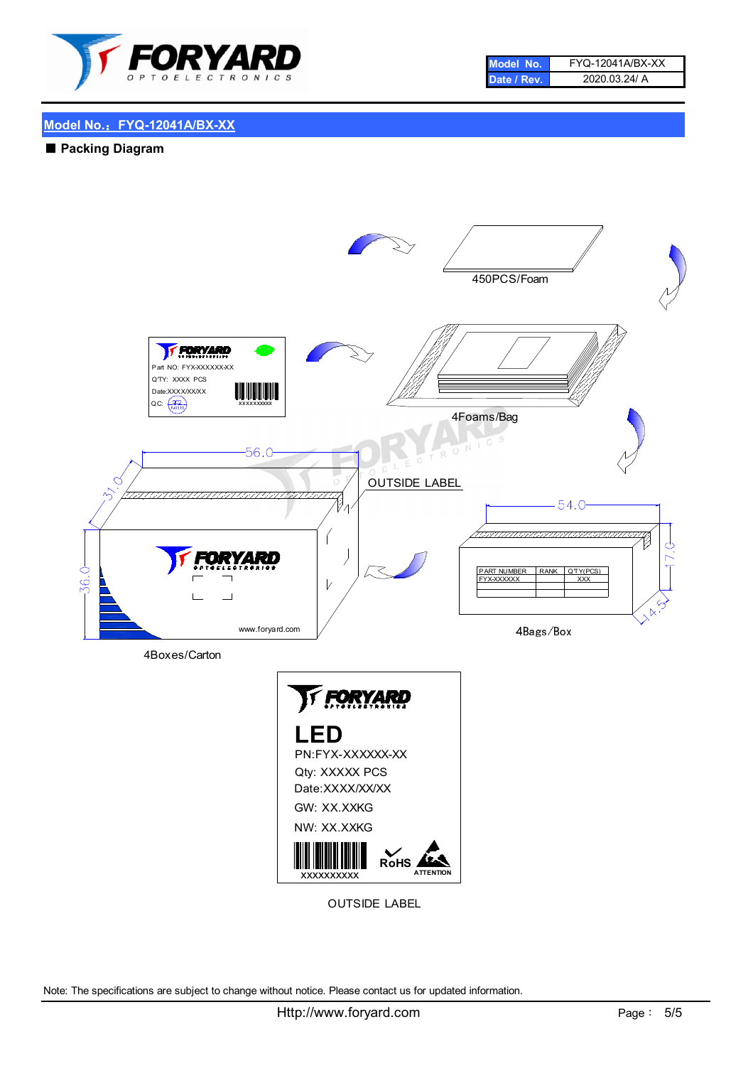| Model No. | FYQ-12041A/BX-XX |
| --- | --- |
| Date / Rev. | 2020.03.24/ A |

## Model No.：FYQ-12041A/BX-XX

■ **Packing Diagram**

450PCS/Foam

Part NO: FYX-XXXXXXX-XX
Q'TY: XXXX PCS
Date:XXXX/XX/XX
QC:
XXXXXXXXXX

4Foams/Bag

56.0

31.0

36.0

OUTSIDE LABEL

www.foryard.com

4Boxes/Carton

54.0

17.0

14.5

| PART NUMBER | RANK | Q'TY(PCS) |
| --- | --- | --- |
| FYX-XXXXXX | | XXX |
| | | |
| | | |

4Bags/Box

LED
PN:FYX-XXXXXX-XX
Qty: XXXXX PCS
Date:XXXX/XX/XX
GW: XX.XXKG
NW: XX.XXKG
XXXXXXXXXX
RoHS
ATTENTION

OUTSIDE LABEL

Note: The specifications are subject to change without notice. Please contact us for updated information.

Http://www.foryard.com